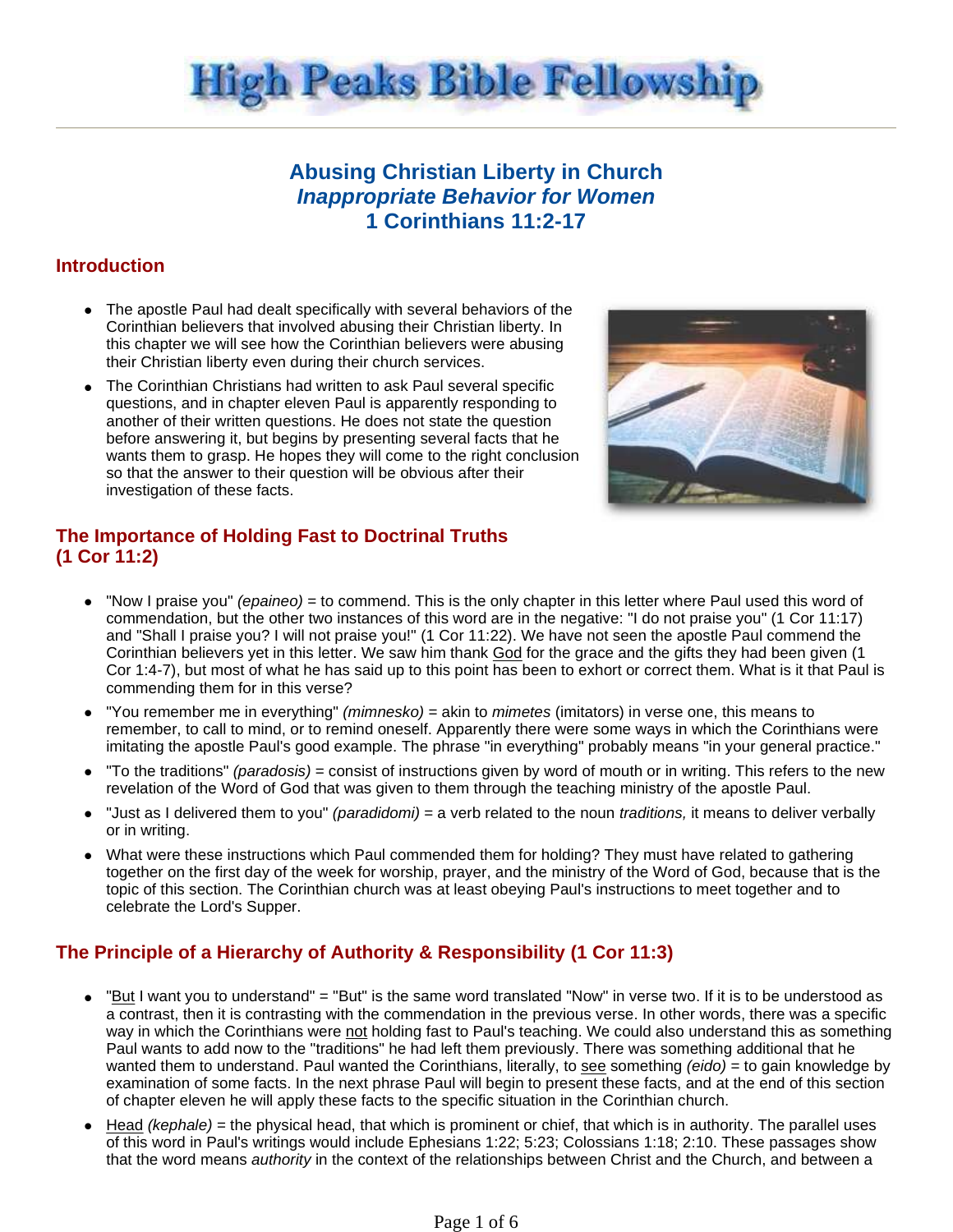# High Peaks Bible Fellowship

## Abusing Christian Liberty in Church
### *Inappropriate Behavior for Women*
### 1 Corinthians 11:2-17

## Introduction

- The apostle Paul had dealt specifically with several behaviors of the Corinthian believers that involved abusing their Christian liberty. In this chapter we will see how the Corinthian believers were abusing their Christian liberty even during their church services.
- The Corinthian Christians had written to ask Paul several specific questions, and in chapter eleven Paul is apparently responding to another of their written questions. He does not state the question before answering it, but begins by presenting several facts that he wants them to grasp. He hopes they will come to the right conclusion so that the answer to their question will be obvious after their investigation of these facts.

## The Importance of Holding Fast to Doctrinal Truths (1 Cor 11:2)

- "Now I praise you" *(epaineo)* = to commend. This is the only chapter in this letter where Paul used this word of commendation, but the other two instances of this word are in the negative: "I do not praise you" (1 Cor 11:17) and "Shall I praise you? I will not praise you!" (1 Cor 11:22). We have not seen the apostle Paul commend the Corinthian believers yet in this letter. We saw him thank God for the grace and the gifts they had been given (1 Cor 1:4-7), but most of what he has said up to this point has been to exhort or correct them. What is it that Paul is commending them for in this verse?
- "You remember me in everything" *(mimnesko)* = akin to *mimetes* (imitators) in verse one, this means to remember, to call to mind, or to remind oneself. Apparently there were some ways in which the Corinthians were imitating the apostle Paul's good example. The phrase "in everything" probably means "in your general practice."
- "To the traditions" *(paradosis)* = consist of instructions given by word of mouth or in writing. This refers to the new revelation of the Word of God that was given to them through the teaching ministry of the apostle Paul.
- "Just as I delivered them to you" *(paradidomi)* = a verb related to the noun *traditions,* it means to deliver verbally or in writing.
- What were these instructions which Paul commended them for holding? They must have related to gathering together on the first day of the week for worship, prayer, and the ministry of the Word of God, because that is the topic of this section. The Corinthian church was at least obeying Paul's instructions to meet together and to celebrate the Lord's Supper.

## The Principle of a Hierarchy of Authority & Responsibility (1 Cor 11:3)

- "But I want you to understand" = "But" is the same word translated "Now" in verse two. If it is to be understood as a contrast, then it is contrasting with the commendation in the previous verse. In other words, there was a specific way in which the Corinthians were not holding fast to Paul's teaching. We could also understand this as something Paul wants to add now to the "traditions" he had left them previously. There was something additional that he wanted them to understand. Paul wanted the Corinthians, literally, to see something *(eido)* = to gain knowledge by examination of some facts. In the next phrase Paul will begin to present these facts, and at the end of this section of chapter eleven he will apply these facts to the specific situation in the Corinthian church.
- Head *(kephale)* = the physical head, that which is prominent or chief, that which is in authority. The parallel uses of this word in Paul's writings would include Ephesians 1:22; 5:23; Colossians 1:18; 2:10. These passages show that the word means *authority* in the context of the relationships between Christ and the Church, and between a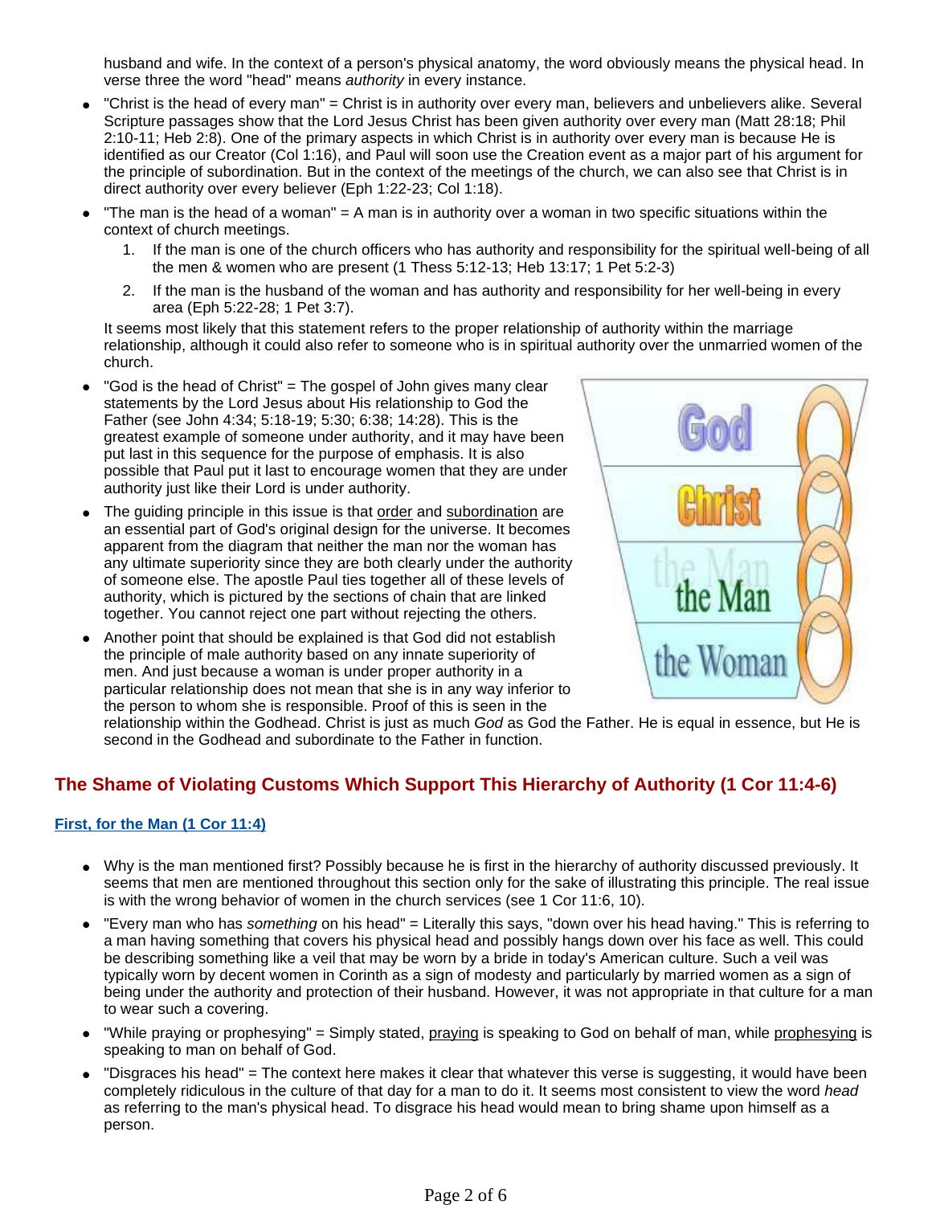husband and wife. In the context of a person's physical anatomy, the word obviously means the physical head. In verse three the word "head" means *authority* in every instance.

- "Christ is the head of every man" = Christ is in authority over every man, believers and unbelievers alike. Several Scripture passages show that the Lord Jesus Christ has been given authority over every man (Matt 28:18; Phil 2:10-11; Heb 2:8). One of the primary aspects in which Christ is in authority over every man is because He is identified as our Creator (Col 1:16), and Paul will soon use the Creation event as a major part of his argument for the principle of subordination. But in the context of the meetings of the church, we can also see that Christ is in direct authority over every believer (Eph 1:22-23; Col 1:18).
- "The man is the head of a woman" = A man is in authority over a woman in two specific situations within the context of church meetings.
  1. If the man is one of the church officers who has authority and responsibility for the spiritual well-being of all the men & women who are present (1 Thess 5:12-13; Heb 13:17; 1 Pet 5:2-3)
  2. If the man is the husband of the woman and has authority and responsibility for her well-being in every area (Eph 5:22-28; 1 Pet 3:7).

  It seems most likely that this statement refers to the proper relationship of authority within the marriage relationship, although it could also refer to someone who is in spiritual authority over the unmarried women of the church.
- "God is the head of Christ" = The gospel of John gives many clear statements by the Lord Jesus about His relationship to God the Father (see John 4:34; 5:18-19; 5:30; 6:38; 14:28). This is the greatest example of someone under authority, and it may have been put last in this sequence for the purpose of emphasis. It is also possible that Paul put it last to encourage women that they are under authority just like their Lord is under authority.
- The guiding principle in this issue is that order and subordination are an essential part of God's original design for the universe. It becomes apparent from the diagram that neither the man nor the woman has any ultimate superiority since they are both clearly under the authority of someone else. The apostle Paul ties together all of these levels of authority, which is pictured by the sections of chain that are linked together. You cannot reject one part without rejecting the others.
- Another point that should be explained is that God did not establish the principle of male authority based on any innate superiority of men. And just because a woman is under proper authority in a particular relationship does not mean that she is in any way inferior to the person to whom she is responsible. Proof of this is seen in the relationship within the Godhead. Christ is just as much *God* as God the Father. He is equal in essence, but He is second in the Godhead and subordinate to the Father in function.

## The Shame of Violating Customs Which Support This Hierarchy of Authority (1 Cor 11:4-6)

### First, for the Man (1 Cor 11:4)

- Why is the man mentioned first? Possibly because he is first in the hierarchy of authority discussed previously. It seems that men are mentioned throughout this section only for the sake of illustrating this principle. The real issue is with the wrong behavior of women in the church services (see 1 Cor 11:6, 10).
- "Every man who has *something* on his head" = Literally this says, "down over his head having." This is referring to a man having something that covers his physical head and possibly hangs down over his face as well. This could be describing something like a veil that may be worn by a bride in today's American culture. Such a veil was typically worn by decent women in Corinth as a sign of modesty and particularly by married women as a sign of being under the authority and protection of their husband. However, it was not appropriate in that culture for a man to wear such a covering.
- "While praying or prophesying" = Simply stated, praying is speaking to God on behalf of man, while prophesying is speaking to man on behalf of God.
- "Disgraces his head" = The context here makes it clear that whatever this verse is suggesting, it would have been completely ridiculous in the culture of that day for a man to do it. It seems most consistent to view the word *head* as referring to the man's physical head. To disgrace his head would mean to bring shame upon himself as a person.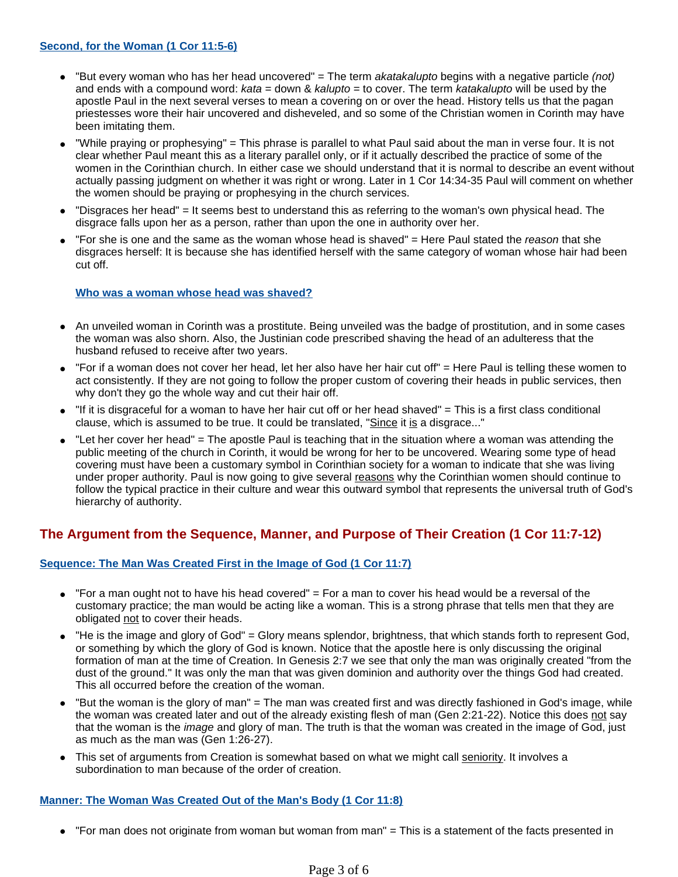### Second, for the Woman (1 Cor 11:5-6)

- "But every woman who has her head uncovered" = The term *akatakalupto* begins with a negative particle *(not)* and ends with a compound word: *kata* = down & *kalupto* = to cover. The term *katakalupto* will be used by the apostle Paul in the next several verses to mean a covering on or over the head. History tells us that the pagan priestesses wore their hair uncovered and disheveled, and so some of the Christian women in Corinth may have been imitating them.
- "While praying or prophesying" = This phrase is parallel to what Paul said about the man in verse four. It is not clear whether Paul meant this as a literary parallel only, or if it actually described the practice of some of the women in the Corinthian church. In either case we should understand that it is normal to describe an event without actually passing judgment on whether it was right or wrong. Later in 1 Cor 14:34-35 Paul will comment on whether the women should be praying or prophesying in the church services.
- "Disgraces her head" = It seems best to understand this as referring to the woman's own physical head. The disgrace falls upon her as a person, rather than upon the one in authority over her.
- "For she is one and the same as the woman whose head is shaved" = Here Paul stated the *reason* that she disgraces herself: It is because she has identified herself with the same category of woman whose hair had been cut off.

#### Who was a woman whose head was shaved?

- An unveiled woman in Corinth was a prostitute. Being unveiled was the badge of prostitution, and in some cases the woman was also shorn. Also, the Justinian code prescribed shaving the head of an adulteress that the husband refused to receive after two years.
- "For if a woman does not cover her head, let her also have her hair cut off" = Here Paul is telling these women to act consistently. If they are not going to follow the proper custom of covering their heads in public services, then why don't they go the whole way and cut their hair off.
- "If it is disgraceful for a woman to have her hair cut off or her head shaved" = This is a first class conditional clause, which is assumed to be true. It could be translated, "Since it is a disgrace..."
- "Let her cover her head" = The apostle Paul is teaching that in the situation where a woman was attending the public meeting of the church in Corinth, it would be wrong for her to be uncovered. Wearing some type of head covering must have been a customary symbol in Corinthian society for a woman to indicate that she was living under proper authority. Paul is now going to give several reasons why the Corinthian women should continue to follow the typical practice in their culture and wear this outward symbol that represents the universal truth of God's hierarchy of authority.

## The Argument from the Sequence, Manner, and Purpose of Their Creation (1 Cor 11:7-12)

### Sequence: The Man Was Created First in the Image of God (1 Cor 11:7)

- "For a man ought not to have his head covered" = For a man to cover his head would be a reversal of the customary practice; the man would be acting like a woman. This is a strong phrase that tells men that they are obligated not to cover their heads.
- "He is the image and glory of God" = Glory means splendor, brightness, that which stands forth to represent God, or something by which the glory of God is known. Notice that the apostle here is only discussing the original formation of man at the time of Creation. In Genesis 2:7 we see that only the man was originally created "from the dust of the ground." It was only the man that was given dominion and authority over the things God had created. This all occurred before the creation of the woman.
- "But the woman is the glory of man" = The man was created first and was directly fashioned in God's image, while the woman was created later and out of the already existing flesh of man (Gen 2:21-22). Notice this does not say that the woman is the *image* and glory of man. The truth is that the woman was created in the image of God, just as much as the man was (Gen 1:26-27).
- This set of arguments from Creation is somewhat based on what we might call seniority. It involves a subordination to man because of the order of creation.

### Manner: The Woman Was Created Out of the Man's Body (1 Cor 11:8)

- "For man does not originate from woman but woman from man" = This is a statement of the facts presented in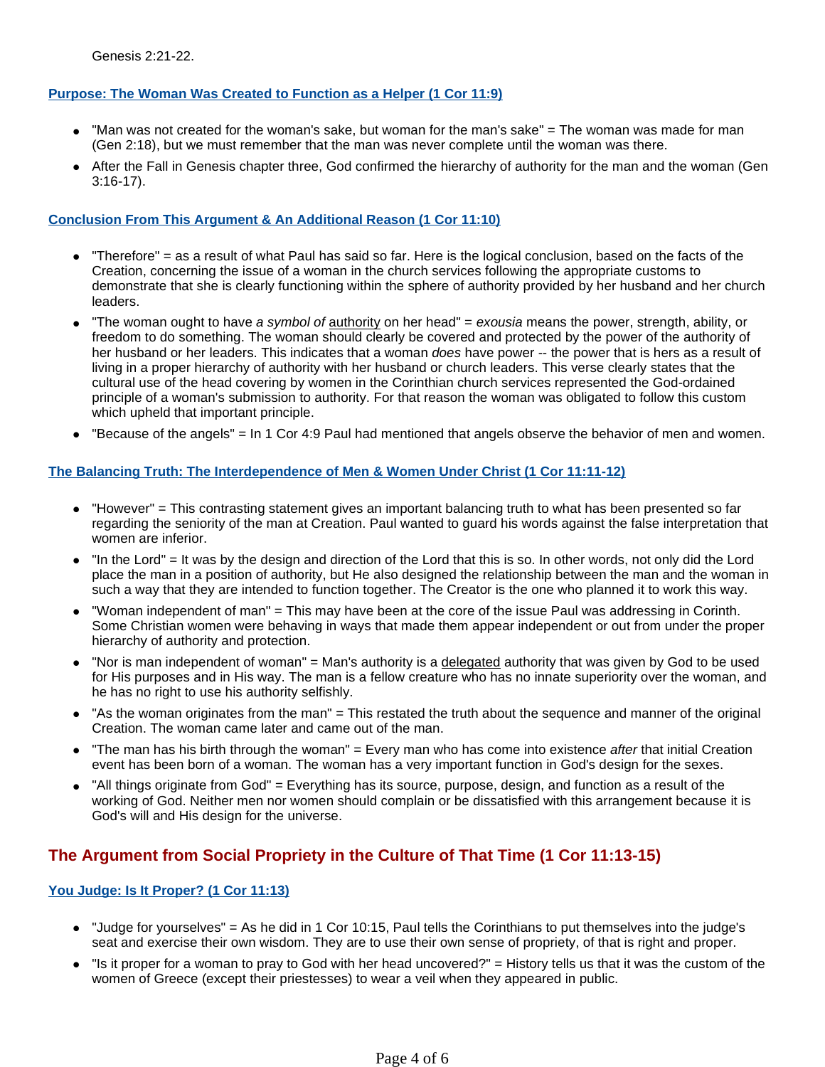Genesis 2:21-22.

### [Purpose: The Woman Was Created to Function as a Helper (1 Cor 11:9)]

- "Man was not created for the woman's sake, but woman for the man's sake" = The woman was made for man (Gen 2:18), but we must remember that the man was never complete until the woman was there.
- After the Fall in Genesis chapter three, God confirmed the hierarchy of authority for the man and the woman (Gen 3:16-17).

### Conclusion From This Argument & An Additional Reason (1 Cor 11:10)

- "Therefore" = as a result of what Paul has said so far. Here is the logical conclusion, based on the facts of the Creation, concerning the issue of a woman in the church services following the appropriate customs to demonstrate that she is clearly functioning within the sphere of authority provided by her husband and her church leaders.
- "The woman ought to have *a symbol of* <u>authority</u> on her head" = *exousia* means the power, strength, ability, or freedom to do something. The woman should clearly be covered and protected by the power of the authority of her husband or her leaders. This indicates that a woman *does* have power -- the power that is hers as a result of living in a proper hierarchy of authority with her husband or church leaders. This verse clearly states that the cultural use of the head covering by women in the Corinthian church services represented the God-ordained principle of a woman's submission to authority. For that reason the woman was obligated to follow this custom which upheld that important principle.
- "Because of the angels" = In 1 Cor 4:9 Paul had mentioned that angels observe the behavior of men and women.

### The Balancing Truth: The Interdependence of Men & Women Under Christ (1 Cor 11:11-12)

- "However" = This contrasting statement gives an important balancing truth to what has been presented so far regarding the seniority of the man at Creation. Paul wanted to guard his words against the false interpretation that women are inferior.
- "In the Lord" = It was by the design and direction of the Lord that this is so. In other words, not only did the Lord place the man in a position of authority, but He also designed the relationship between the man and the woman in such a way that they are intended to function together. The Creator is the one who planned it to work this way.
- "Woman independent of man" = This may have been at the core of the issue Paul was addressing in Corinth. Some Christian women were behaving in ways that made them appear independent or out from under the proper hierarchy of authority and protection.
- "Nor is man independent of woman" = Man's authority is a <u>delegated</u> authority that was given by God to be used for His purposes and in His way. The man is a fellow creature who has no innate superiority over the woman, and he has no right to use his authority selfishly.
- "As the woman originates from the man" = This restated the truth about the sequence and manner of the original Creation. The woman came later and came out of the man.
- "The man has his birth through the woman" = Every man who has come into existence *after* that initial Creation event has been born of a woman. The woman has a very important function in God's design for the sexes.
- "All things originate from God" = Everything has its source, purpose, design, and function as a result of the working of God. Neither men nor women should complain or be dissatisfied with this arrangement because it is God's will and His design for the universe.

## The Argument from Social Propriety in the Culture of That Time (1 Cor 11:13-15)

### You Judge: Is It Proper? (1 Cor 11:13)

- "Judge for yourselves" = As he did in 1 Cor 10:15, Paul tells the Corinthians to put themselves into the judge's seat and exercise their own wisdom. They are to use their own sense of propriety, of that is right and proper.
- "Is it proper for a woman to pray to God with her head uncovered?" = History tells us that it was the custom of the women of Greece (except their priestesses) to wear a veil when they appeared in public.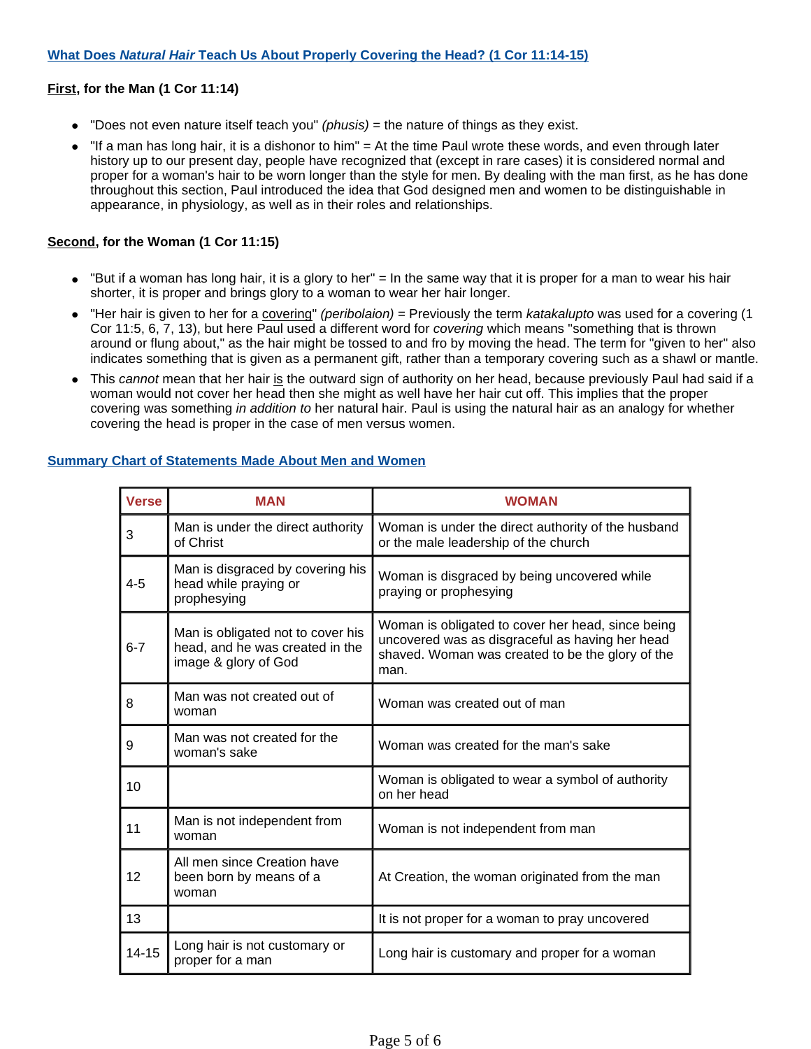## What Does *Natural Hair* Teach Us About Properly Covering the Head? (1 Cor 11:14-15)

**First, for the Man (1 Cor 11:14)**

- "Does not even nature itself teach you" *(phusis)* = the nature of things as they exist.
- "If a man has long hair, it is a dishonor to him" = At the time Paul wrote these words, and even through later history up to our present day, people have recognized that (except in rare cases) it is considered normal and proper for a woman's hair to be worn longer than the style for men. By dealing with the man first, as he has done throughout this section, Paul introduced the idea that God designed men and women to be distinguishable in appearance, in physiology, as well as in their roles and relationships.

**Second, for the Woman (1 Cor 11:15)**

- "But if a woman has long hair, it is a glory to her" = In the same way that it is proper for a man to wear his hair shorter, it is proper and brings glory to a woman to wear her hair longer.
- "Her hair is given to her for a covering" *(peribolaion)* = Previously the term *katakalupto* was used for a covering (1 Cor 11:5, 6, 7, 13), but here Paul used a different word for *covering* which means "something that is thrown around or flung about," as the hair might be tossed to and fro by moving the head. The term for "given to her" also indicates something that is given as a permanent gift, rather than a temporary covering such as a shawl or mantle.
- This *cannot* mean that her hair is the outward sign of authority on her head, because previously Paul had said if a woman would not cover her head then she might as well have her hair cut off. This implies that the proper covering was something *in addition to* her natural hair. Paul is using the natural hair as an analogy for whether covering the head is proper in the case of men versus women.

## Summary Chart of Statements Made About Men and Women

| Verse | MAN | WOMAN |
|---|---|---|
| 3 | Man is under the direct authority of Christ | Woman is under the direct authority of the husband or the male leadership of the church |
| 4-5 | Man is disgraced by covering his head while praying or prophesying | Woman is disgraced by being uncovered while praying or prophesying |
| 6-7 | Man is obligated not to cover his head, and he was created in the image & glory of God | Woman is obligated to cover her head, since being uncovered was as disgraceful as having her head shaved. Woman was created to be the glory of the man. |
| 8 | Man was not created out of woman | Woman was created out of man |
| 9 | Man was not created for the woman's sake | Woman was created for the man's sake |
| 10 | | Woman is obligated to wear a symbol of authority on her head |
| 11 | Man is not independent from woman | Woman is not independent from man |
| 12 | All men since Creation have been born by means of a woman | At Creation, the woman originated from the man |
| 13 | | It is not proper for a woman to pray uncovered |
| 14-15 | Long hair is not customary or proper for a man | Long hair is customary and proper for a woman |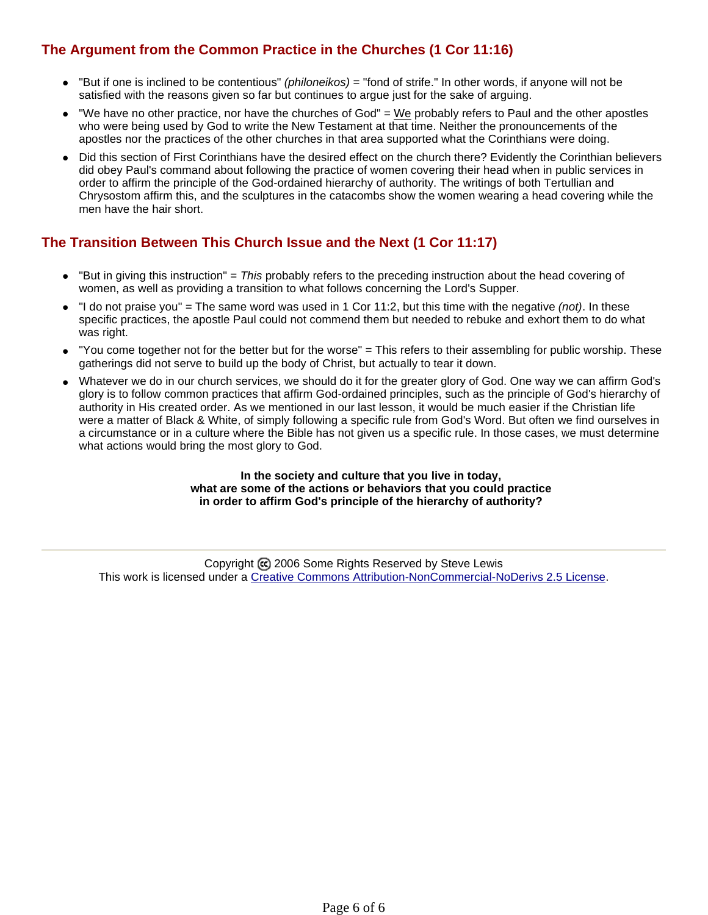## The Argument from the Common Practice in the Churches (1 Cor 11:16)

- "But if one is inclined to be contentious" *(philoneikos)* = "fond of strife." In other words, if anyone will not be satisfied with the reasons given so far but continues to argue just for the sake of arguing.
- "We have no other practice, nor have the churches of God" = We probably refers to Paul and the other apostles who were being used by God to write the New Testament at that time. Neither the pronouncements of the apostles nor the practices of the other churches in that area supported what the Corinthians were doing.
- Did this section of First Corinthians have the desired effect on the church there? Evidently the Corinthian believers did obey Paul's command about following the practice of women covering their head when in public services in order to affirm the principle of the God-ordained hierarchy of authority. The writings of both Tertullian and Chrysostom affirm this, and the sculptures in the catacombs show the women wearing a head covering while the men have the hair short.

## The Transition Between This Church Issue and the Next (1 Cor 11:17)

- "But in giving this instruction" = *This* probably refers to the preceding instruction about the head covering of women, as well as providing a transition to what follows concerning the Lord's Supper.
- "I do not praise you" = The same word was used in 1 Cor 11:2, but this time with the negative *(not)*. In these specific practices, the apostle Paul could not commend them but needed to rebuke and exhort them to do what was right.
- "You come together not for the better but for the worse" = This refers to their assembling for public worship. These gatherings did not serve to build up the body of Christ, but actually to tear it down.
- Whatever we do in our church services, we should do it for the greater glory of God. One way we can affirm God's glory is to follow common practices that affirm God-ordained principles, such as the principle of God's hierarchy of authority in His created order. As we mentioned in our last lesson, it would be much easier if the Christian life were a matter of Black & White, of simply following a specific rule from God's Word. But often we find ourselves in a circumstance or in a culture where the Bible has not given us a specific rule. In those cases, we must determine what actions would bring the most glory to God.

**In the society and culture that you live in today,
what are some of the actions or behaviors that you could practice
in order to affirm God's principle of the hierarchy of authority?**

---

Copyright (cc) 2006 Some Rights Reserved by Steve Lewis
This work is licensed under a Creative Commons Attribution-NonCommercial-NoDerivs 2.5 License.